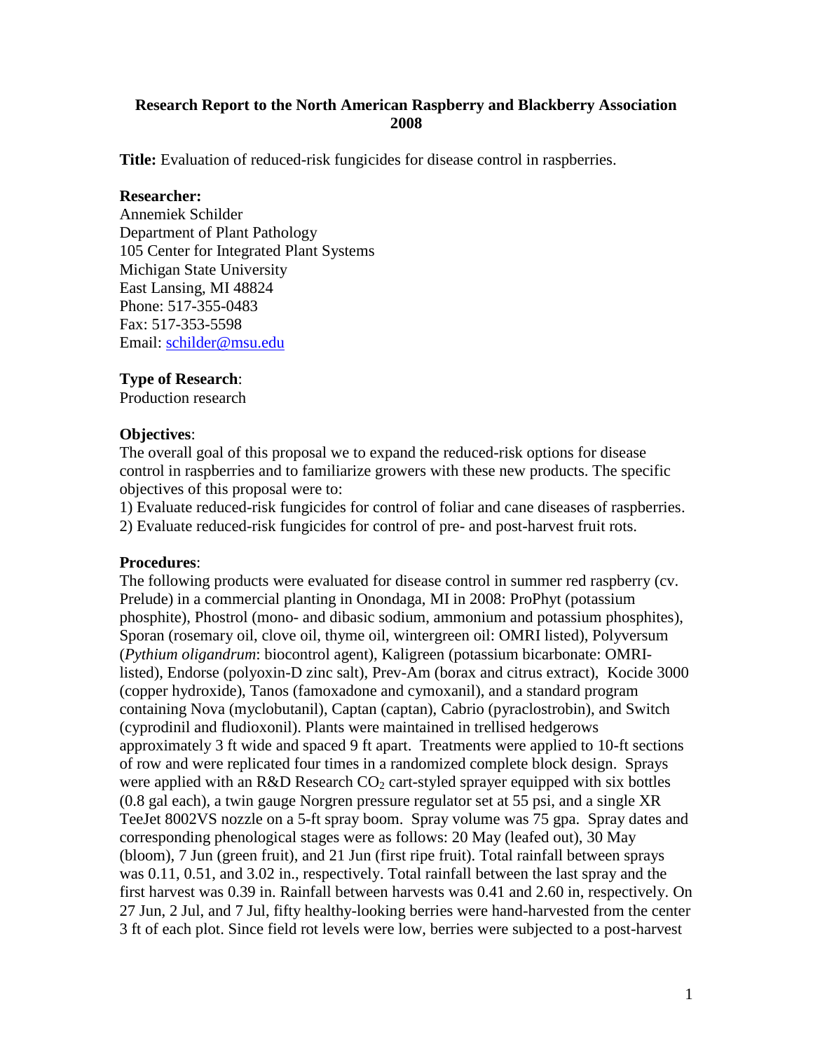**Research Report to the North American Raspberry and Blackberry Association 2008**

**Title:** Evaluation of reduced-risk fungicides for disease control in raspberries.

**Researcher:**
Annemiek Schilder
Department of Plant Pathology
105 Center for Integrated Plant Systems
Michigan State University
East Lansing, MI 48824
Phone: 517-355-0483
Fax: 517-353-5598
Email: schilder@msu.edu

**Type of Research**:
Production research

**Objectives**:
The overall goal of this proposal we to expand the reduced-risk options for disease control in raspberries and to familiarize growers with these new products. The specific objectives of this proposal were to:
1) Evaluate reduced-risk fungicides for control of foliar and cane diseases of raspberries.
2) Evaluate reduced-risk fungicides for control of pre- and post-harvest fruit rots.

**Procedures**:
The following products were evaluated for disease control in summer red raspberry (cv. Prelude) in a commercial planting in Onondaga, MI in 2008: ProPhyt (potassium phosphite), Phostrol (mono- and dibasic sodium, ammonium and potassium phosphites), Sporan (rosemary oil, clove oil, thyme oil, wintergreen oil: OMRI listed), Polyversum (*Pythium oligandrum*: biocontrol agent), Kaligreen (potassium bicarbonate: OMRI-listed), Endorse (polyoxin-D zinc salt), Prev-Am (borax and citrus extract), Kocide 3000 (copper hydroxide), Tanos (famoxadone and cymoxanil), and a standard program containing Nova (myclobutanil), Captan (captan), Cabrio (pyraclostrobin), and Switch (cyprodinil and fludioxonil). Plants were maintained in trellised hedgerows approximately 3 ft wide and spaced 9 ft apart. Treatments were applied to 10-ft sections of row and were replicated four times in a randomized complete block design. Sprays were applied with an R&D Research $CO_2$ cart-styled sprayer equipped with six bottles (0.8 gal each), a twin gauge Norgren pressure regulator set at 55 psi, and a single XR TeeJet 8002VS nozzle on a 5-ft spray boom. Spray volume was 75 gpa. Spray dates and corresponding phenological stages were as follows: 20 May (leafed out), 30 May (bloom), 7 Jun (green fruit), and 21 Jun (first ripe fruit). Total rainfall between sprays was 0.11, 0.51, and 3.02 in., respectively. Total rainfall between the last spray and the first harvest was 0.39 in. Rainfall between harvests was 0.41 and 2.60 in, respectively. On 27 Jun, 2 Jul, and 7 Jul, fifty healthy-looking berries were hand-harvested from the center 3 ft of each plot. Since field rot levels were low, berries were subjected to a post-harvest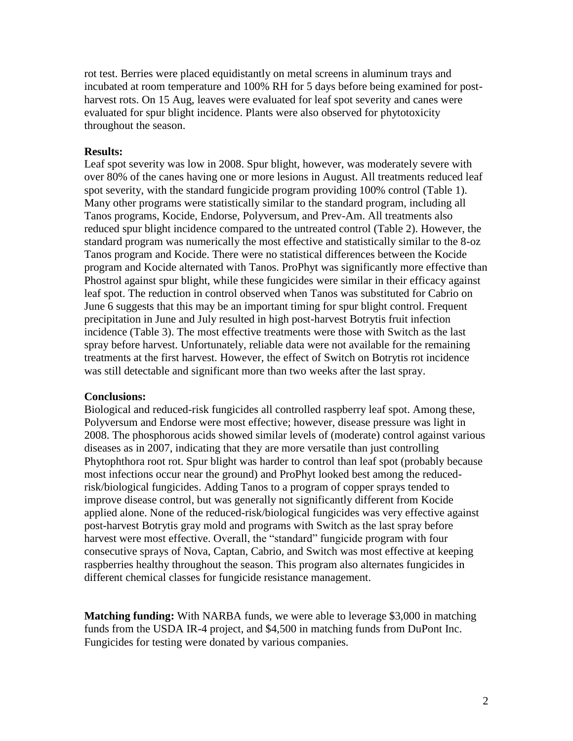rot test. Berries were placed equidistantly on metal screens in aluminum trays and incubated at room temperature and 100% RH for 5 days before being examined for post-harvest rots. On 15 Aug, leaves were evaluated for leaf spot severity and canes were evaluated for spur blight incidence. Plants were also observed for phytotoxicity throughout the season.

**Results:**
Leaf spot severity was low in 2008. Spur blight, however, was moderately severe with over 80% of the canes having one or more lesions in August. All treatments reduced leaf spot severity, with the standard fungicide program providing 100% control (Table 1). Many other programs were statistically similar to the standard program, including all Tanos programs, Kocide, Endorse, Polyversum, and Prev-Am. All treatments also reduced spur blight incidence compared to the untreated control (Table 2). However, the standard program was numerically the most effective and statistically similar to the 8-oz Tanos program and Kocide. There were no statistical differences between the Kocide program and Kocide alternated with Tanos. ProPhyt was significantly more effective than Phostrol against spur blight, while these fungicides were similar in their efficacy against leaf spot. The reduction in control observed when Tanos was substituted for Cabrio on June 6 suggests that this may be an important timing for spur blight control. Frequent precipitation in June and July resulted in high post-harvest Botrytis fruit infection incidence (Table 3). The most effective treatments were those with Switch as the last spray before harvest. Unfortunately, reliable data were not available for the remaining treatments at the first harvest. However, the effect of Switch on Botrytis rot incidence was still detectable and significant more than two weeks after the last spray.

**Conclusions:**
Biological and reduced-risk fungicides all controlled raspberry leaf spot. Among these, Polyversum and Endorse were most effective; however, disease pressure was light in 2008. The phosphorous acids showed similar levels of (moderate) control against various diseases as in 2007, indicating that they are more versatile than just controlling Phytophthora root rot. Spur blight was harder to control than leaf spot (probably because most infections occur near the ground) and ProPhyt looked best among the reduced-risk/biological fungicides. Adding Tanos to a program of copper sprays tended to improve disease control, but was generally not significantly different from Kocide applied alone. None of the reduced-risk/biological fungicides was very effective against post-harvest Botrytis gray mold and programs with Switch as the last spray before harvest were most effective. Overall, the "standard" fungicide program with four consecutive sprays of Nova, Captan, Cabrio, and Switch was most effective at keeping raspberries healthy throughout the season. This program also alternates fungicides in different chemical classes for fungicide resistance management.

**Matching funding:** With NARBA funds, we were able to leverage $3,000 in matching funds from the USDA IR-4 project, and $4,500 in matching funds from DuPont Inc. Fungicides for testing were donated by various companies.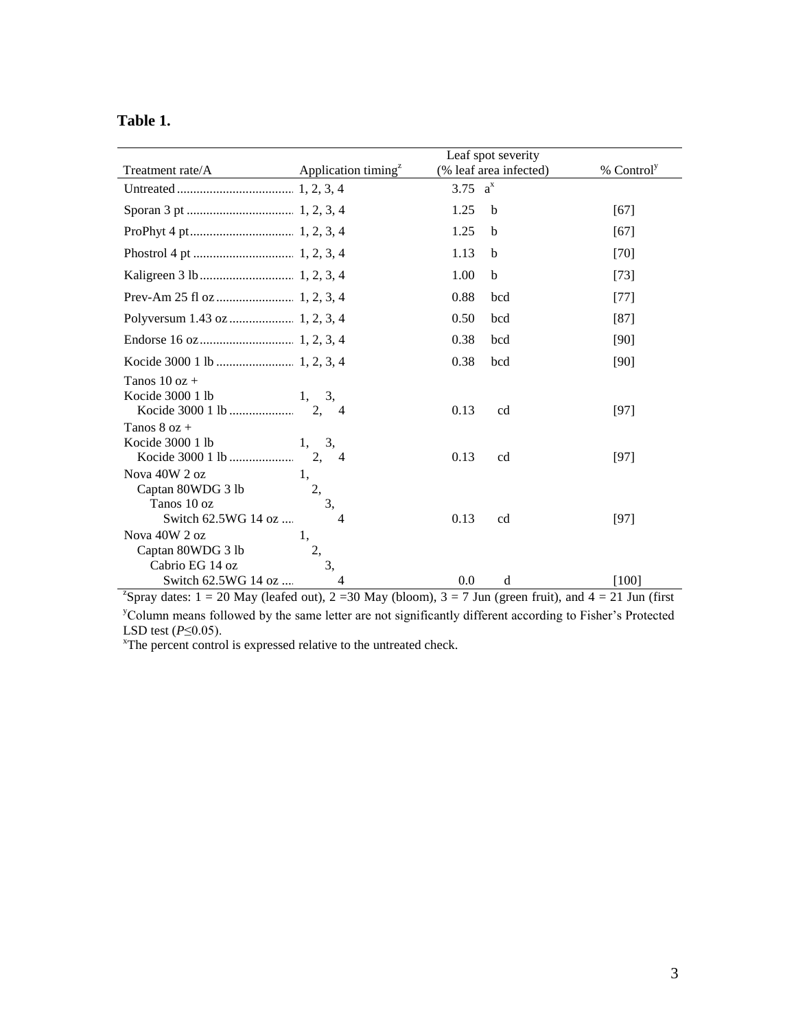**Table 1.**

| Treatment rate/A | Application timing[z] | Leaf spot severity (% leaf area infected) | % Control[y] |
|---|---|---|---|
| Untreated | 1, 2, 3, 4 | 3.75 a[x] | |
| Sporan 3 pt | 1, 2, 3, 4 | 1.25 b | [67] |
| ProPhyt 4 pt | 1, 2, 3, 4 | 1.25 b | [67] |
| Phostrol 4 pt | 1, 2, 3, 4 | 1.13 b | [70] |
| Kaligreen 3 lb | 1, 2, 3, 4 | 1.00 b | [73] |
| Prev-Am 25 fl oz | 1, 2, 3, 4 | 0.88 bcd | [77] |
| Polyversum 1.43 oz | 1, 2, 3, 4 | 0.50 bcd | [87] |
| Endorse 16 oz | 1, 2, 3, 4 | 0.38 bcd | [90] |
| Kocide 3000 1 lb | 1, 2, 3, 4 | 0.38 bcd | [90] |
| Tanos 10 oz + Kocide 3000 1 lb / Kocide 3000 1 lb | 1, 3, / 2, 4 | 0.13 cd | [97] |
| Tanos 8 oz + Kocide 3000 1 lb / Kocide 3000 1 lb | 1, 3, / 2, 4 | 0.13 cd | [97] |
| Nova 40W 2 oz / Captan 80WDG 3 lb / Tanos 10 oz / Switch 62.5WG 14 oz | 1, / 2, / 3, / 4 | 0.13 cd | [97] |
| Nova 40W 2 oz / Captan 80WDG 3 lb / Cabrio EG 14 oz / Switch 62.5WG 14 oz | 1, / 2, / 3, / 4 | 0.0 d | [100] |

[z]Spray dates: 1 = 20 May (leafed out), 2 =30 May (bloom), 3 = 7 Jun (green fruit), and 4 = 21 Jun (first

[y]Column means followed by the same letter are not significantly different according to Fisher's Protected LSD test ($P \leq 0.05$).

[x]The percent control is expressed relative to the untreated check.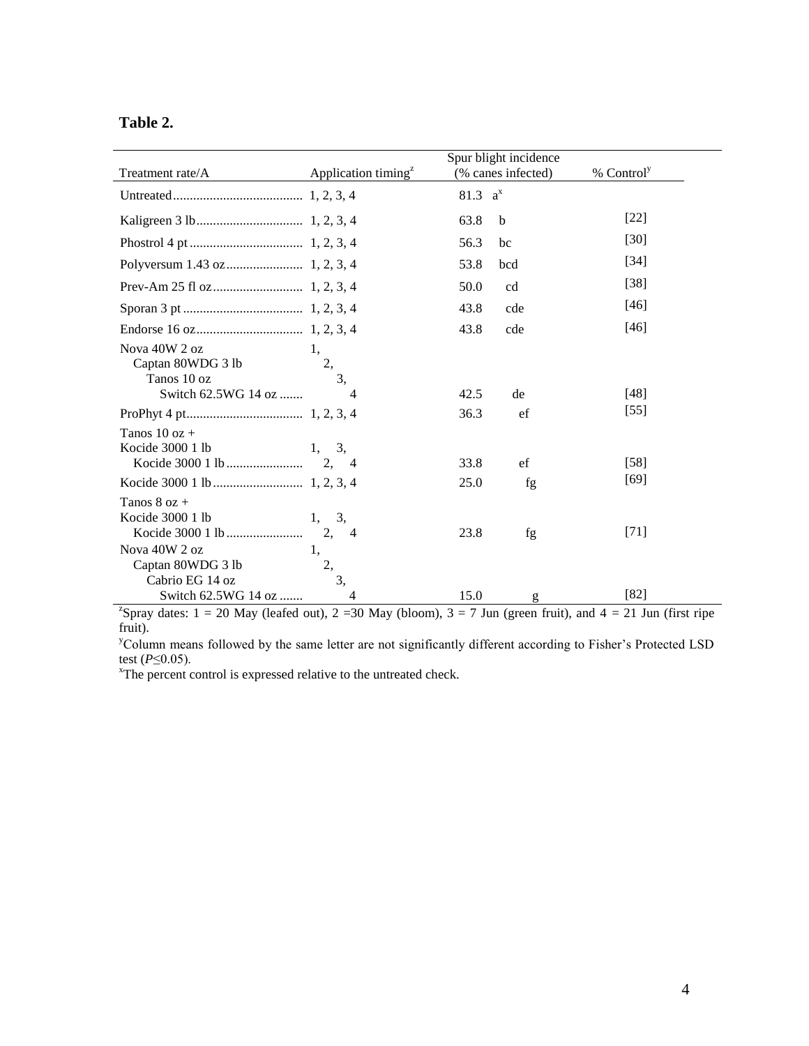**Table 2.**

| Treatment rate/A | Application timing[z] | Spur blight incidence (% canes infected) | % Control[y] |
|---|---|---|---|
| Untreated | 1, 2, 3, 4 | 81.3 a[x] | |
| Kaligreen 3 lb | 1, 2, 3, 4 | 63.8 b | [22] |
| Phostrol 4 pt | 1, 2, 3, 4 | 56.3 bc | [30] |
| Polyversum 1.43 oz | 1, 2, 3, 4 | 53.8 bcd | [34] |
| Prev-Am 25 fl oz | 1, 2, 3, 4 | 50.0 cd | [38] |
| Sporan 3 pt | 1, 2, 3, 4 | 43.8 cde | [46] |
| Endorse 16 oz | 1, 2, 3, 4 | 43.8 cde | [46] |
| Nova 40W 2 oz<br>Captan 80WDG 3 lb<br>Tanos 10 oz<br>Switch 62.5WG 14 oz | 1,<br>2,<br>3,<br>4 | 42.5 de | [48] |
| ProPhyt 4 pt | 1, 2, 3, 4 | 36.3 ef | [55] |
| Tanos 10 oz +<br>Kocide 3000 1 lb<br>Kocide 3000 1 lb | <br>1, 3,<br>2, 4 | 33.8 ef | [58] |
| Kocide 3000 1 lb | 1, 2, 3, 4 | 25.0 fg | [69] |
| Tanos 8 oz +<br>Kocide 3000 1 lb<br>Kocide 3000 1 lb | <br>1, 3,<br>2, 4 | 23.8 fg | [71] |
| Nova 40W 2 oz<br>Captan 80WDG 3 lb<br>Cabrio EG 14 oz<br>Switch 62.5WG 14 oz | 1,<br>2,<br>3,<br>4 | 15.0 g | [82] |

[z]Spray dates: 1 = 20 May (leafed out), 2 =30 May (bloom), 3 = 7 Jun (green fruit), and 4 = 21 Jun (first ripe fruit).

[y]Column means followed by the same letter are not significantly different according to Fisher's Protected LSD test ($P \leq 0.05$).

[x]The percent control is expressed relative to the untreated check.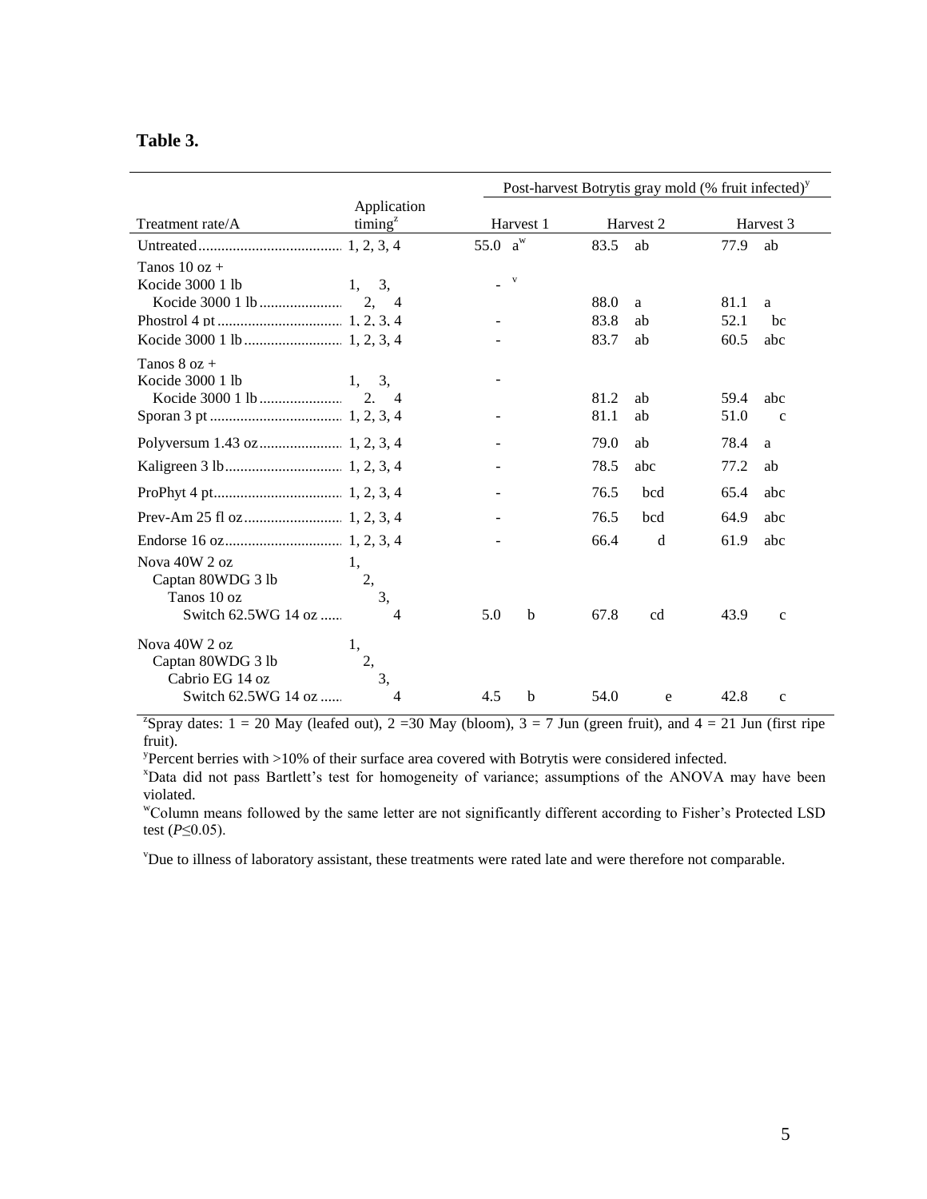**Table 3.**

| Treatment rate/A | Application timing[z] | Post-harvest Botrytis gray mold (% fruit infected)[y] | | |
|---|---|---|---|---|
| | | Harvest 1 | Harvest 2 | Harvest 3 |
| Untreated | 1, 2, 3, 4 | 55.0 a[w] | 83.5 ab | 77.9 ab |
| Tanos 10 oz + Kocide 3000 1 lb | 1, 3, | - [v] | | |
| Kocide 3000 1 lb | 2, 4 | | 88.0 a | 81.1 a |
| Phostrol 4 pt | 1, 2, 3, 4 | - | 83.8 ab | 52.1 bc |
| Kocide 3000 1 lb | 1, 2, 3, 4 | - | 83.7 ab | 60.5 abc |
| Tanos 8 oz + Kocide 3000 1 lb | 1, 3, | - | | |
| Kocide 3000 1 lb | 2. 4 | | 81.2 ab | 59.4 abc |
| Sporan 3 pt | 1, 2, 3, 4 | - | 81.1 ab | 51.0 c |
| Polyversum 1.43 oz | 1, 2, 3, 4 | - | 79.0 ab | 78.4 a |
| Kaligreen 3 lb | 1, 2, 3, 4 | - | 78.5 abc | 77.2 ab |
| ProPhyt 4 pt | 1, 2, 3, 4 | - | 76.5 bcd | 65.4 abc |
| Prev-Am 25 fl oz | 1, 2, 3, 4 | - | 76.5 bcd | 64.9 abc |
| Endorse 16 oz | 1, 2, 3, 4 | - | 66.4 d | 61.9 abc |
| Nova 40W 2 oz / Captan 80WDG 3 lb / Tanos 10 oz / Switch 62.5WG 14 oz | 1, / 2, / 3, / 4 | 5.0 b | 67.8 cd | 43.9 c |
| Nova 40W 2 oz / Captan 80WDG 3 lb / Cabrio EG 14 oz / Switch 62.5WG 14 oz | 1, / 2, / 3, / 4 | 4.5 b | 54.0 e | 42.8 c |

[z]Spray dates: 1 = 20 May (leafed out), 2 =30 May (bloom), 3 = 7 Jun (green fruit), and 4 = 21 Jun (first ripe fruit).

[y]Percent berries with >10% of their surface area covered with Botrytis were considered infected.

[x]Data did not pass Bartlett's test for homogeneity of variance; assumptions of the ANOVA may have been violated.

[w]Column means followed by the same letter are not significantly different according to Fisher's Protected LSD test ($P \leq 0.05$).

[v]Due to illness of laboratory assistant, these treatments were rated late and were therefore not comparable.